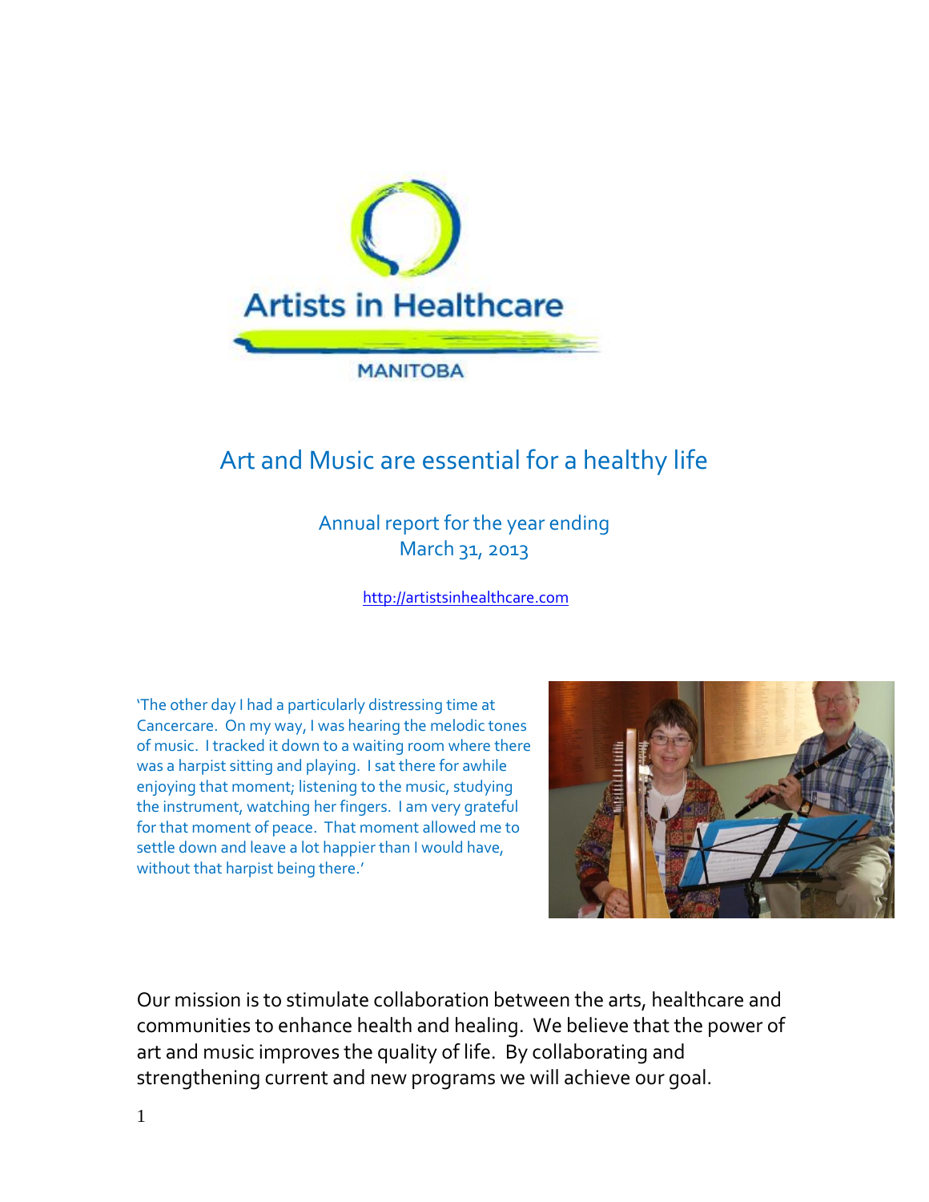Artists in Healthcare

MANITOBA

# Art and Music are essential for a healthy life

Annual report for the year ending
March 31, 2013

http://artistsinhealthcare.com

'The other day I had a particularly distressing time at Cancercare. On my way, I was hearing the melodic tones of music. I tracked it down to a waiting room where there was a harpist sitting and playing. I sat there for awhile enjoying that moment; listening to the music, studying the instrument, watching her fingers. I am very grateful for that moment of peace. That moment allowed me to settle down and leave a lot happier than I would have, without that harpist being there.'

Our mission is to stimulate collaboration between the arts, healthcare and communities to enhance health and healing. We believe that the power of art and music improves the quality of life. By collaborating and strengthening current and new programs we will achieve our goal.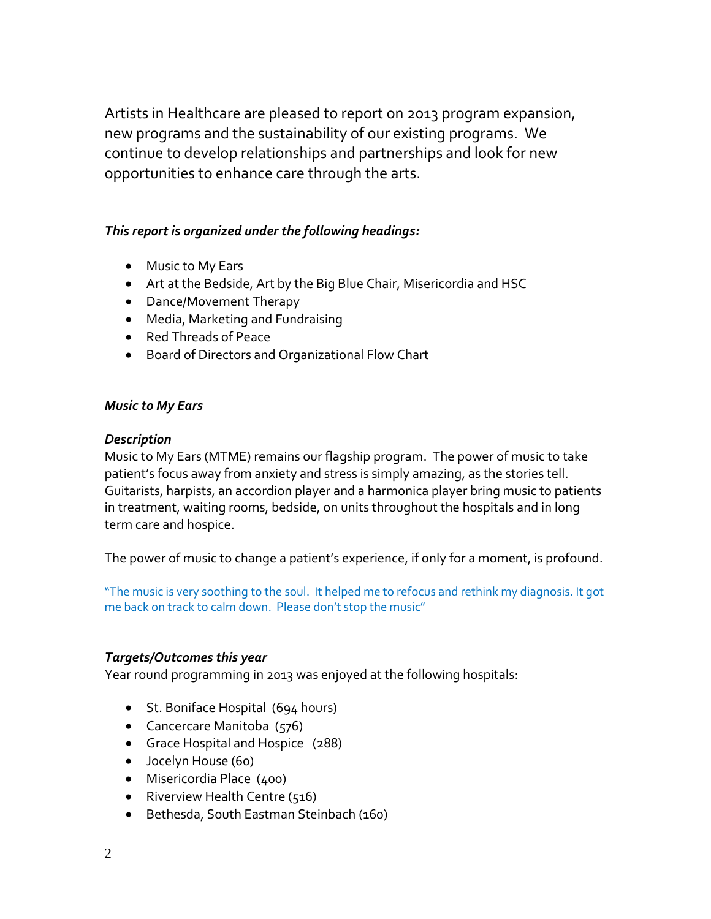Artists in Healthcare are pleased to report on 2013 program expansion, new programs and the sustainability of our existing programs. We continue to develop relationships and partnerships and look for new opportunities to enhance care through the arts.

***This report is organized under the following headings:***

- Music to My Ears
- Art at the Bedside, Art by the Big Blue Chair, Misericordia and HSC
- Dance/Movement Therapy
- Media, Marketing and Fundraising
- Red Threads of Peace
- Board of Directors and Organizational Flow Chart

***Music to My Ears***

***Description***

Music to My Ears (MTME) remains our flagship program. The power of music to take patient's focus away from anxiety and stress is simply amazing, as the stories tell. Guitarists, harpists, an accordion player and a harmonica player bring music to patients in treatment, waiting rooms, bedside, on units throughout the hospitals and in long term care and hospice.

The power of music to change a patient's experience, if only for a moment, is profound.

"The music is very soothing to the soul. It helped me to refocus and rethink my diagnosis. It got me back on track to calm down. Please don't stop the music"

***Targets/Outcomes this year***

Year round programming in 2013 was enjoyed at the following hospitals:

- St. Boniface Hospital (694 hours)
- Cancercare Manitoba (576)
- Grace Hospital and Hospice (288)
- Jocelyn House (60)
- Misericordia Place (400)
- Riverview Health Centre (516)
- Bethesda, South Eastman Steinbach (160)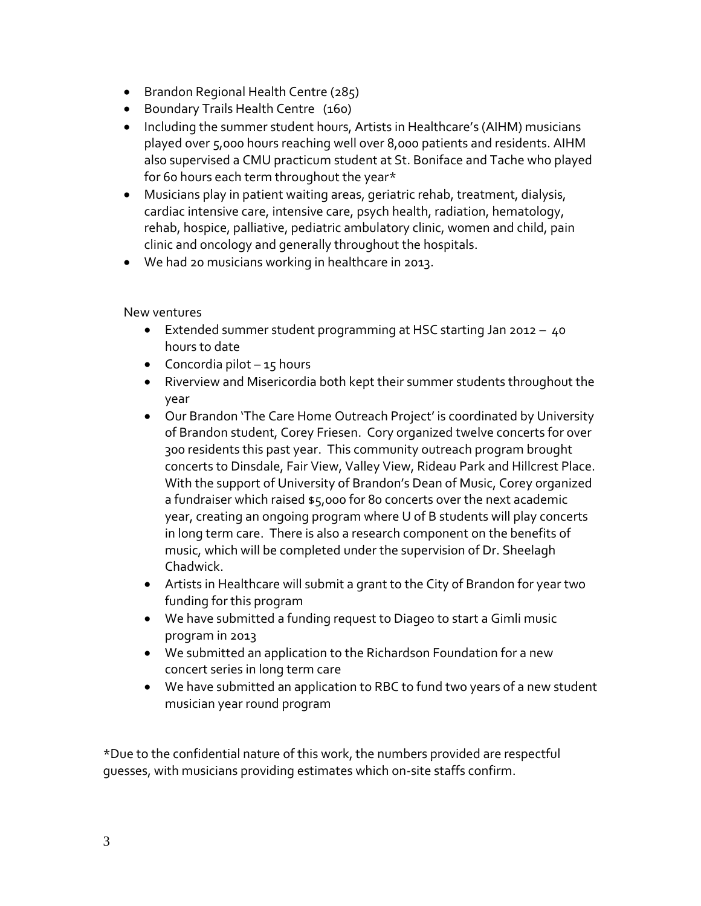- Brandon Regional Health Centre (285)
- Boundary Trails Health Centre (160)
- Including the summer student hours, Artists in Healthcare's (AIHM) musicians played over 5,000 hours reaching well over 8,000 patients and residents. AIHM also supervised a CMU practicum student at St. Boniface and Tache who played for 60 hours each term throughout the year*
- Musicians play in patient waiting areas, geriatric rehab, treatment, dialysis, cardiac intensive care, intensive care, psych health, radiation, hematology, rehab, hospice, palliative, pediatric ambulatory clinic, women and child, pain clinic and oncology and generally throughout the hospitals.
- We had 20 musicians working in healthcare in 2013.

New ventures

- Extended summer student programming at HSC starting Jan 2012 – 40 hours to date
- Concordia pilot – 15 hours
- Riverview and Misericordia both kept their summer students throughout the year
- Our Brandon 'The Care Home Outreach Project' is coordinated by University of Brandon student, Corey Friesen. Cory organized twelve concerts for over 300 residents this past year. This community outreach program brought concerts to Dinsdale, Fair View, Valley View, Rideau Park and Hillcrest Place. With the support of University of Brandon's Dean of Music, Corey organized a fundraiser which raised $5,000 for 80 concerts over the next academic year, creating an ongoing program where U of B students will play concerts in long term care. There is also a research component on the benefits of music, which will be completed under the supervision of Dr. Sheelagh Chadwick.
- Artists in Healthcare will submit a grant to the City of Brandon for year two funding for this program
- We have submitted a funding request to Diageo to start a Gimli music program in 2013
- We submitted an application to the Richardson Foundation for a new concert series in long term care
- We have submitted an application to RBC to fund two years of a new student musician year round program

*Due to the confidential nature of this work, the numbers provided are respectful guesses, with musicians providing estimates which on-site staffs confirm.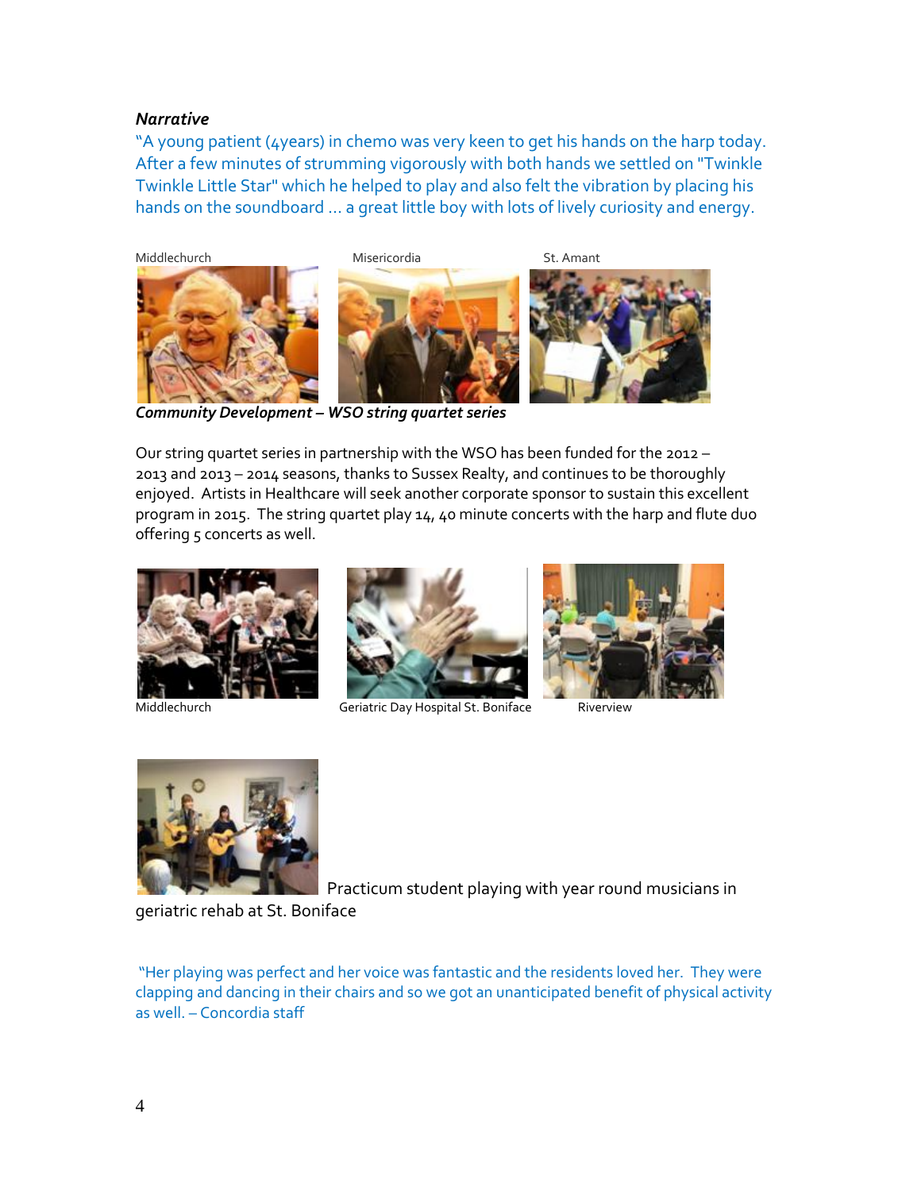***Narrative***

"A young patient (4years) in chemo was very keen to get his hands on the harp today. After a few minutes of strumming vigorously with both hands we settled on "Twinkle Twinkle Little Star" which he helped to play and also felt the vibration by placing his hands on the soundboard … a great little boy with lots of lively curiosity and energy.

Middlechurch Misericordia St. Amant

***Community Development – WSO string quartet series***

Our string quartet series in partnership with the WSO has been funded for the 2012 – 2013 and 2013 – 2014 seasons, thanks to Sussex Realty, and continues to be thoroughly enjoyed. Artists in Healthcare will seek another corporate sponsor to sustain this excellent program in 2015. The string quartet play 14, 40 minute concerts with the harp and flute duo offering 5 concerts as well.

Middlechurch Geriatric Day Hospital St. Boniface Riverview

Practicum student playing with year round musicians in geriatric rehab at St. Boniface

"Her playing was perfect and her voice was fantastic and the residents loved her. They were clapping and dancing in their chairs and so we got an unanticipated benefit of physical activity as well. – Concordia staff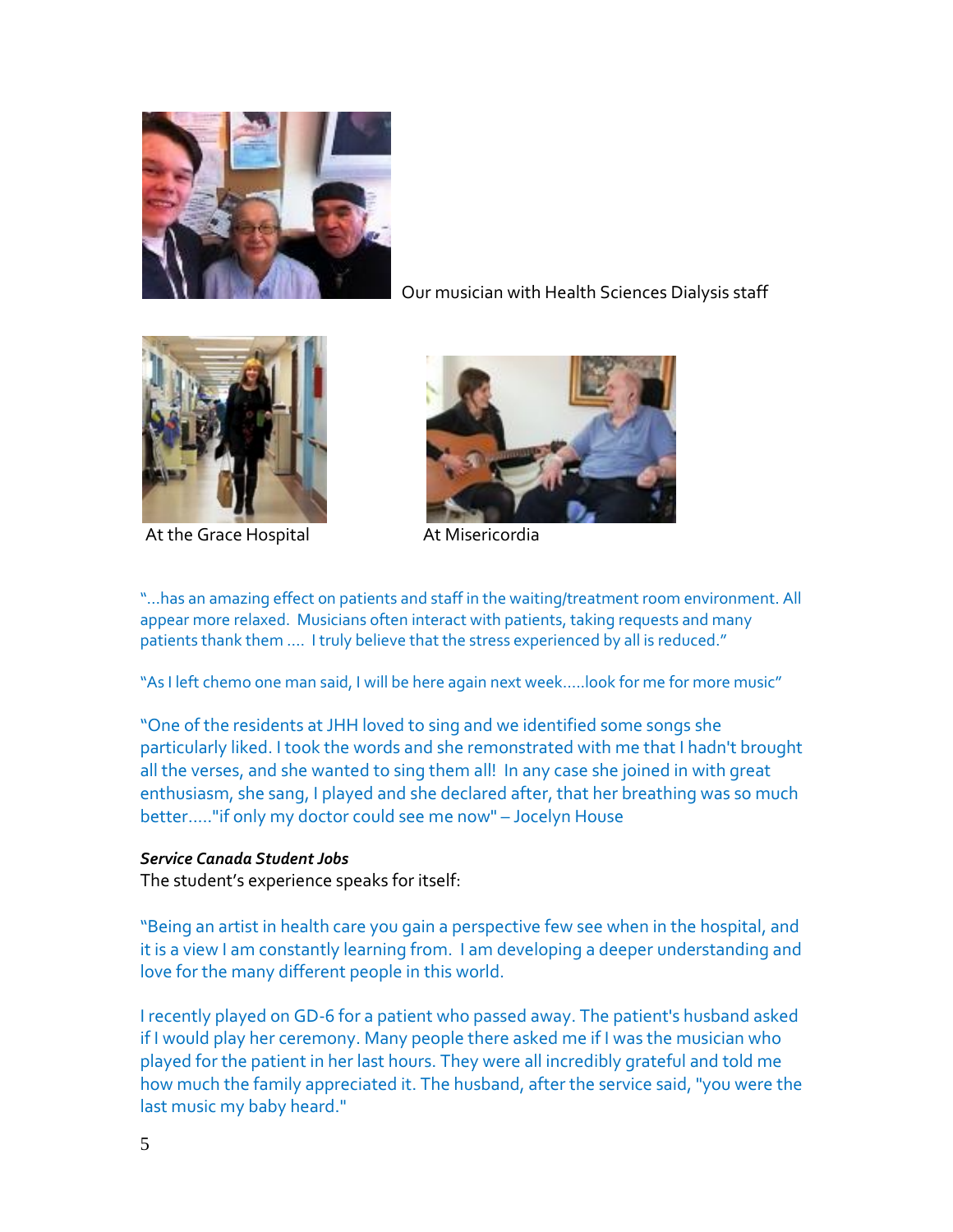Our musician with Health Sciences Dialysis staff

At the Grace Hospital

At Misericordia

"...has an amazing effect on patients and staff in the waiting/treatment room environment. All appear more relaxed. Musicians often interact with patients, taking requests and many patients thank them .... I truly believe that the stress experienced by all is reduced."

"As I left chemo one man said, I will be here again next week.....look for me for more music"

"One of the residents at JHH loved to sing and we identified some songs she particularly liked. I took the words and she remonstrated with me that I hadn't brought all the verses, and she wanted to sing them all! In any case she joined in with great enthusiasm, she sang, I played and she declared after, that her breathing was so much better....."if only my doctor could see me now" – Jocelyn House

***Service Canada Student Jobs***

The student's experience speaks for itself:

"Being an artist in health care you gain a perspective few see when in the hospital, and it is a view I am constantly learning from. I am developing a deeper understanding and love for the many different people in this world.

I recently played on GD-6 for a patient who passed away. The patient's husband asked if I would play her ceremony. Many people there asked me if I was the musician who played for the patient in her last hours. They were all incredibly grateful and told me how much the family appreciated it. The husband, after the service said, "you were the last music my baby heard."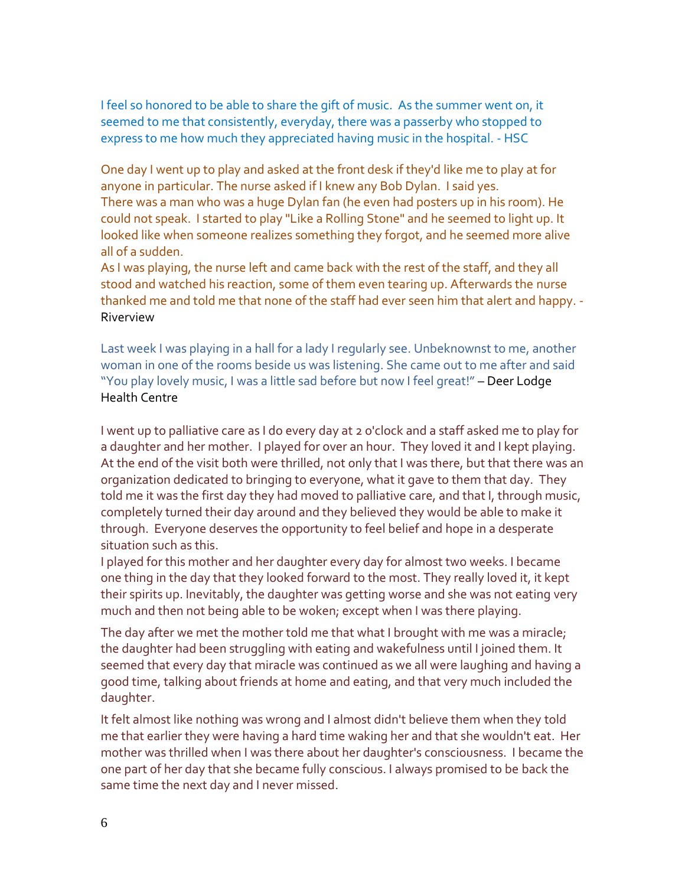I feel so honored to be able to share the gift of music. As the summer went on, it seemed to me that consistently, everyday, there was a passerby who stopped to express to me how much they appreciated having music in the hospital. - HSC

One day I went up to play and asked at the front desk if they'd like me to play at for anyone in particular. The nurse asked if I knew any Bob Dylan. I said yes.
There was a man who was a huge Dylan fan (he even had posters up in his room). He could not speak. I started to play "Like a Rolling Stone" and he seemed to light up. It looked like when someone realizes something they forgot, and he seemed more alive all of a sudden.
As I was playing, the nurse left and came back with the rest of the staff, and they all stood and watched his reaction, some of them even tearing up. Afterwards the nurse thanked me and told me that none of the staff had ever seen him that alert and happy. - Riverview

Last week I was playing in a hall for a lady I regularly see. Unbeknownst to me, another woman in one of the rooms beside us was listening. She came out to me after and said "You play lovely music, I was a little sad before but now I feel great!" – Deer Lodge Health Centre

I went up to palliative care as I do every day at 2 o'clock and a staff asked me to play for a daughter and her mother. I played for over an hour. They loved it and I kept playing. At the end of the visit both were thrilled, not only that I was there, but that there was an organization dedicated to bringing to everyone, what it gave to them that day. They told me it was the first day they had moved to palliative care, and that I, through music, completely turned their day around and they believed they would be able to make it through. Everyone deserves the opportunity to feel belief and hope in a desperate situation such as this.
I played for this mother and her daughter every day for almost two weeks. I became one thing in the day that they looked forward to the most. They really loved it, it kept their spirits up. Inevitably, the daughter was getting worse and she was not eating very much and then not being able to be woken; except when I was there playing.

The day after we met the mother told me that what I brought with me was a miracle; the daughter had been struggling with eating and wakefulness until I joined them. It seemed that every day that miracle was continued as we all were laughing and having a good time, talking about friends at home and eating, and that very much included the daughter.

It felt almost like nothing was wrong and I almost didn't believe them when they told me that earlier they were having a hard time waking her and that she wouldn't eat. Her mother was thrilled when I was there about her daughter's consciousness. I became the one part of her day that she became fully conscious. I always promised to be back the same time the next day and I never missed.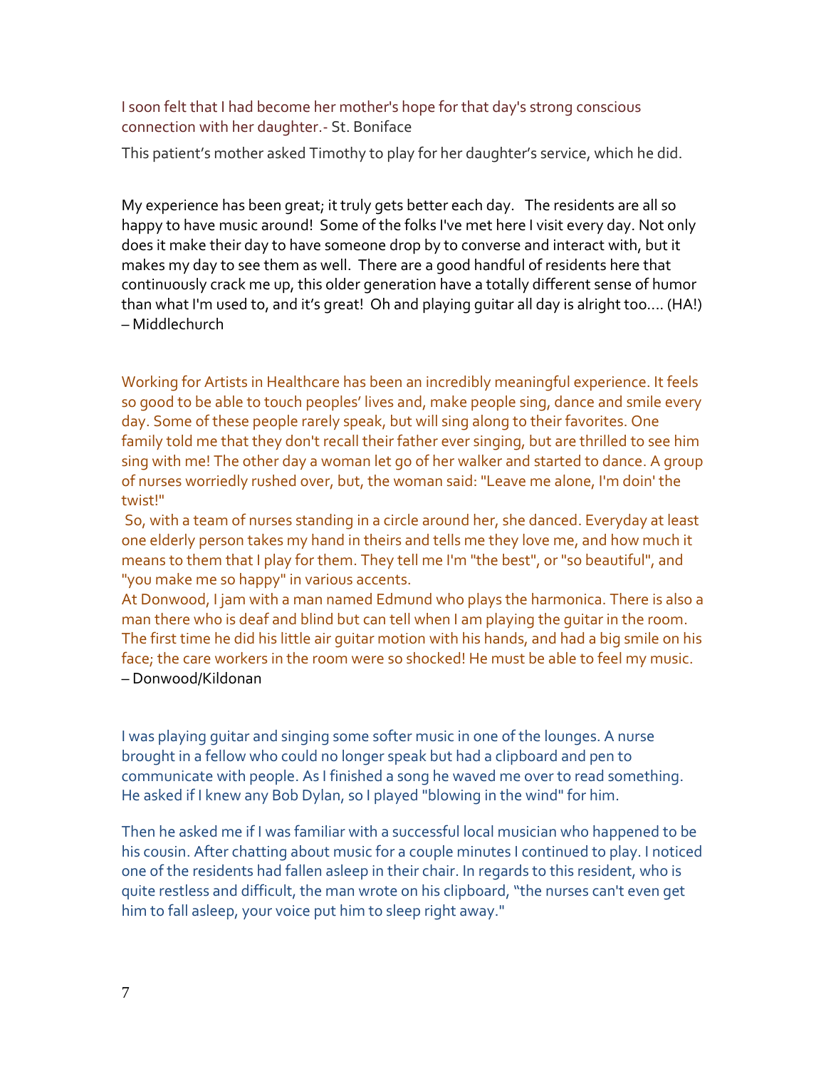I soon felt that I had become her mother's hope for that day's strong conscious connection with her daughter.- St. Boniface

This patient's mother asked Timothy to play for her daughter's service, which he did.

My experience has been great; it truly gets better each day. The residents are all so happy to have music around! Some of the folks I've met here I visit every day. Not only does it make their day to have someone drop by to converse and interact with, but it makes my day to see them as well. There are a good handful of residents here that continuously crack me up, this older generation have a totally different sense of humor than what I'm used to, and it's great! Oh and playing guitar all day is alright too.... (HA!) – Middlechurch

Working for Artists in Healthcare has been an incredibly meaningful experience. It feels so good to be able to touch peoples' lives and, make people sing, dance and smile every day. Some of these people rarely speak, but will sing along to their favorites. One family told me that they don't recall their father ever singing, but are thrilled to see him sing with me! The other day a woman let go of her walker and started to dance. A group of nurses worriedly rushed over, but, the woman said: "Leave me alone, I'm doin' the twist!"

So, with a team of nurses standing in a circle around her, she danced. Everyday at least one elderly person takes my hand in theirs and tells me they love me, and how much it means to them that I play for them. They tell me I'm "the best", or "so beautiful", and "you make me so happy" in various accents.

At Donwood, I jam with a man named Edmund who plays the harmonica. There is also a man there who is deaf and blind but can tell when I am playing the guitar in the room. The first time he did his little air guitar motion with his hands, and had a big smile on his face; the care workers in the room were so shocked! He must be able to feel my music.
– Donwood/Kildonan

I was playing guitar and singing some softer music in one of the lounges. A nurse brought in a fellow who could no longer speak but had a clipboard and pen to communicate with people. As I finished a song he waved me over to read something. He asked if I knew any Bob Dylan, so I played "blowing in the wind" for him.

Then he asked me if I was familiar with a successful local musician who happened to be his cousin. After chatting about music for a couple minutes I continued to play. I noticed one of the residents had fallen asleep in their chair. In regards to this resident, who is quite restless and difficult, the man wrote on his clipboard, "the nurses can't even get him to fall asleep, your voice put him to sleep right away."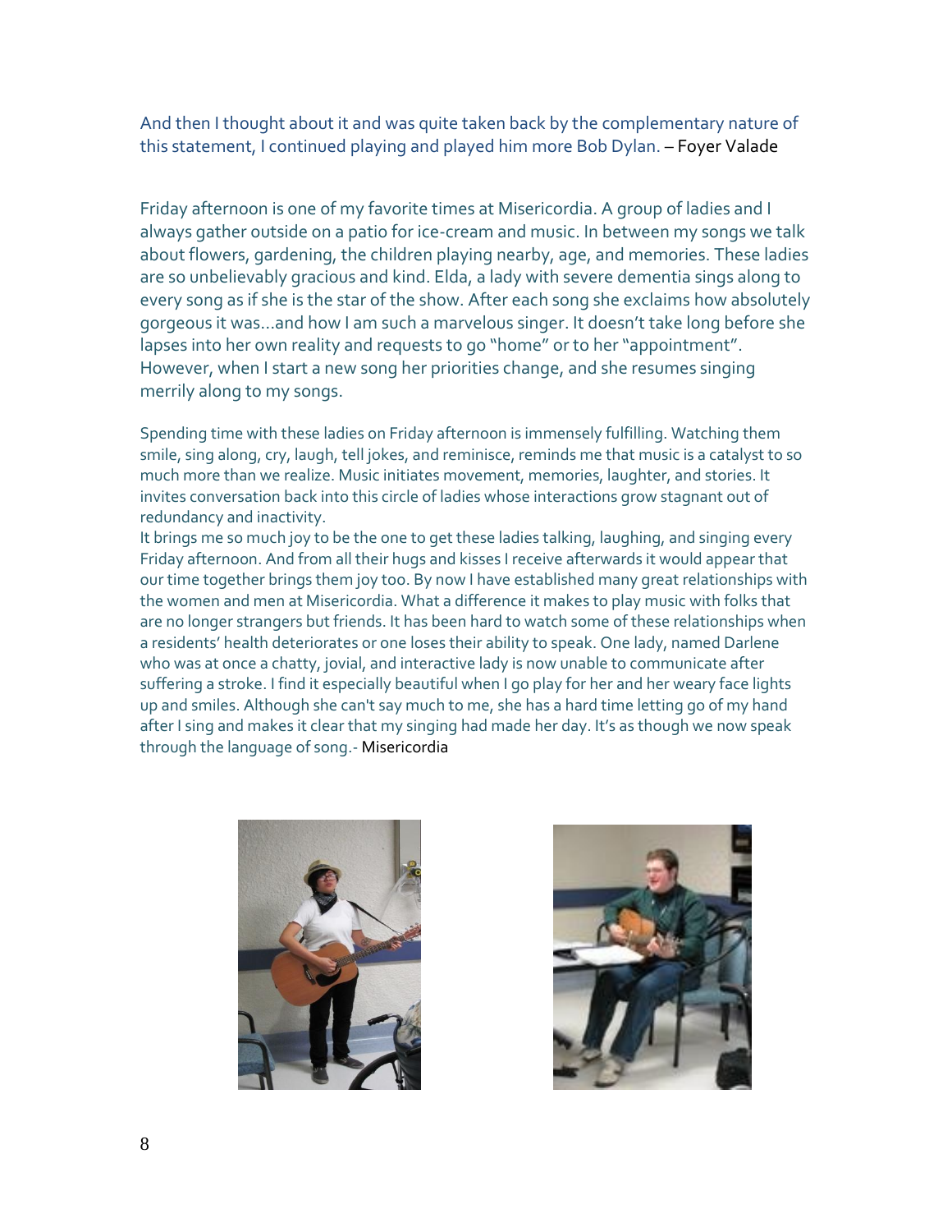And then I thought about it and was quite taken back by the complementary nature of this statement, I continued playing and played him more Bob Dylan. – Foyer Valade

Friday afternoon is one of my favorite times at Misericordia. A group of ladies and I always gather outside on a patio for ice-cream and music. In between my songs we talk about flowers, gardening, the children playing nearby, age, and memories. These ladies are so unbelievably gracious and kind. Elda, a lady with severe dementia sings along to every song as if she is the star of the show. After each song she exclaims how absolutely gorgeous it was…and how I am such a marvelous singer. It doesn't take long before she lapses into her own reality and requests to go "home" or to her "appointment". However, when I start a new song her priorities change, and she resumes singing merrily along to my songs.

Spending time with these ladies on Friday afternoon is immensely fulfilling. Watching them smile, sing along, cry, laugh, tell jokes, and reminisce, reminds me that music is a catalyst to so much more than we realize. Music initiates movement, memories, laughter, and stories. It invites conversation back into this circle of ladies whose interactions grow stagnant out of redundancy and inactivity.

It brings me so much joy to be the one to get these ladies talking, laughing, and singing every Friday afternoon. And from all their hugs and kisses I receive afterwards it would appear that our time together brings them joy too. By now I have established many great relationships with the women and men at Misericordia. What a difference it makes to play music with folks that are no longer strangers but friends. It has been hard to watch some of these relationships when a residents' health deteriorates or one loses their ability to speak. One lady, named Darlene who was at once a chatty, jovial, and interactive lady is now unable to communicate after suffering a stroke. I find it especially beautiful when I go play for her and her weary face lights up and smiles. Although she can't say much to me, she has a hard time letting go of my hand after I sing and makes it clear that my singing had made her day. It's as though we now speak through the language of song.- Misericordia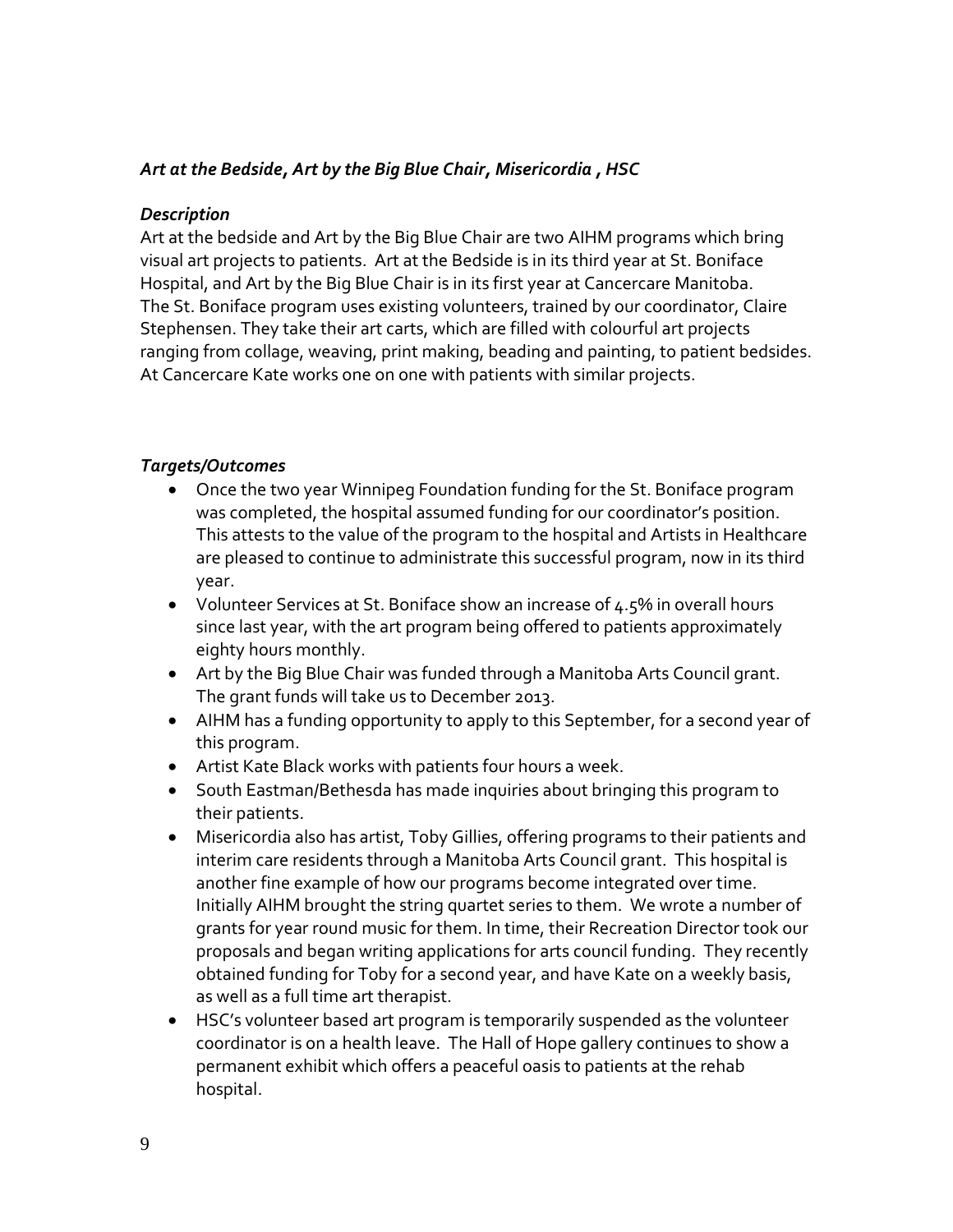### *Art at the Bedside, Art by the Big Blue Chair, Misericordia , HSC*

### *Description*

Art at the bedside and Art by the Big Blue Chair are two AIHM programs which bring visual art projects to patients. Art at the Bedside is in its third year at St. Boniface Hospital, and Art by the Big Blue Chair is in its first year at Cancercare Manitoba. The St. Boniface program uses existing volunteers, trained by our coordinator, Claire Stephensen. They take their art carts, which are filled with colourful art projects ranging from collage, weaving, print making, beading and painting, to patient bedsides. At Cancercare Kate works one on one with patients with similar projects.

### *Targets/Outcomes*

- Once the two year Winnipeg Foundation funding for the St. Boniface program was completed, the hospital assumed funding for our coordinator's position. This attests to the value of the program to the hospital and Artists in Healthcare are pleased to continue to administrate this successful program, now in its third year.
- Volunteer Services at St. Boniface show an increase of 4.5% in overall hours since last year, with the art program being offered to patients approximately eighty hours monthly.
- Art by the Big Blue Chair was funded through a Manitoba Arts Council grant. The grant funds will take us to December 2013.
- AIHM has a funding opportunity to apply to this September, for a second year of this program.
- Artist Kate Black works with patients four hours a week.
- South Eastman/Bethesda has made inquiries about bringing this program to their patients.
- Misericordia also has artist, Toby Gillies, offering programs to their patients and interim care residents through a Manitoba Arts Council grant. This hospital is another fine example of how our programs become integrated over time. Initially AIHM brought the string quartet series to them. We wrote a number of grants for year round music for them. In time, their Recreation Director took our proposals and began writing applications for arts council funding. They recently obtained funding for Toby for a second year, and have Kate on a weekly basis, as well as a full time art therapist.
- HSC's volunteer based art program is temporarily suspended as the volunteer coordinator is on a health leave. The Hall of Hope gallery continues to show a permanent exhibit which offers a peaceful oasis to patients at the rehab hospital.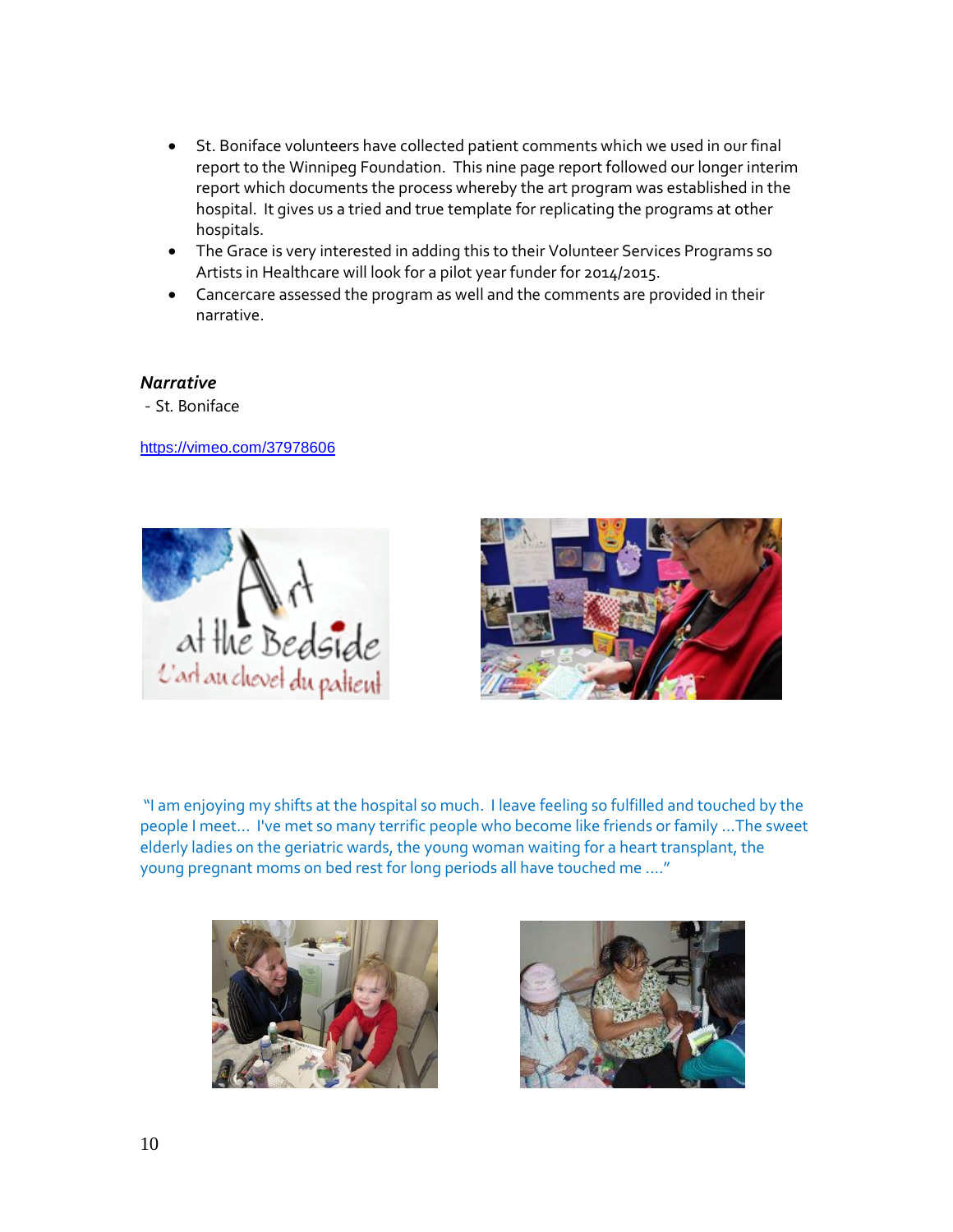- St. Boniface volunteers have collected patient comments which we used in our final report to the Winnipeg Foundation. This nine page report followed our longer interim report which documents the process whereby the art program was established in the hospital. It gives us a tried and true template for replicating the programs at other hospitals.
- The Grace is very interested in adding this to their Volunteer Services Programs so Artists in Healthcare will look for a pilot year funder for 2014/2015.
- Cancercare assessed the program as well and the comments are provided in their narrative.

***Narrative***

- St. Boniface

https://vimeo.com/37978606

"I am enjoying my shifts at the hospital so much. I leave feeling so fulfilled and touched by the people I meet... I've met so many terrific people who become like friends or family ...The sweet elderly ladies on the geriatric wards, the young woman waiting for a heart transplant, the young pregnant moms on bed rest for long periods all have touched me ...."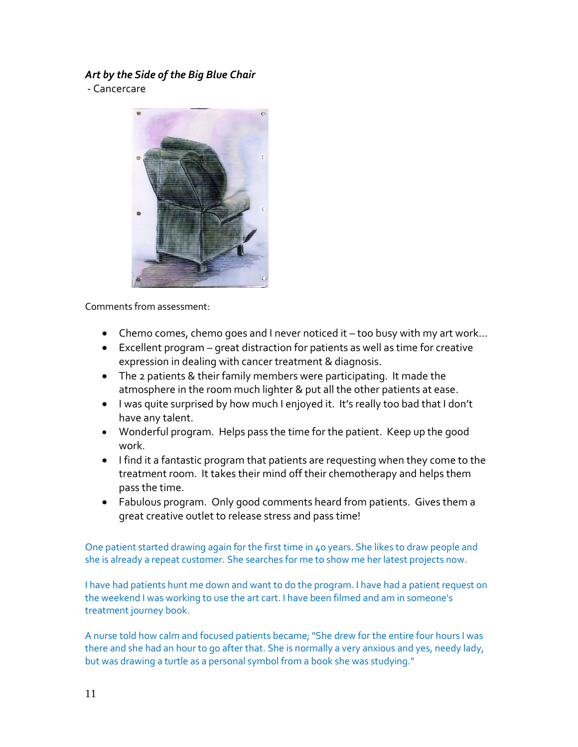***Art by the Side of the Big Blue Chair***

- Cancercare

Comments from assessment:

- Chemo comes, chemo goes and I never noticed it – too busy with my art work…
- Excellent program – great distraction for patients as well as time for creative expression in dealing with cancer treatment & diagnosis.
- The 2 patients & their family members were participating. It made the atmosphere in the room much lighter & put all the other patients at ease.
- I was quite surprised by how much I enjoyed it. It's really too bad that I don't have any talent.
- Wonderful program. Helps pass the time for the patient. Keep up the good work.
- I find it a fantastic program that patients are requesting when they come to the treatment room. It takes their mind off their chemotherapy and helps them pass the time.
- Fabulous program. Only good comments heard from patients. Gives them a great creative outlet to release stress and pass time!

One patient started drawing again for the first time in 40 years. She likes to draw people and she is already a repeat customer. She searches for me to show me her latest projects now.

I have had patients hunt me down and want to do the program. I have had a patient request on the weekend I was working to use the art cart. I have been filmed and am in someone's treatment journey book.

A nurse told how calm and focused patients became; "She drew for the entire four hours I was there and she had an hour to go after that. She is normally a very anxious and yes, needy lady, but was drawing a turtle as a personal symbol from a book she was studying."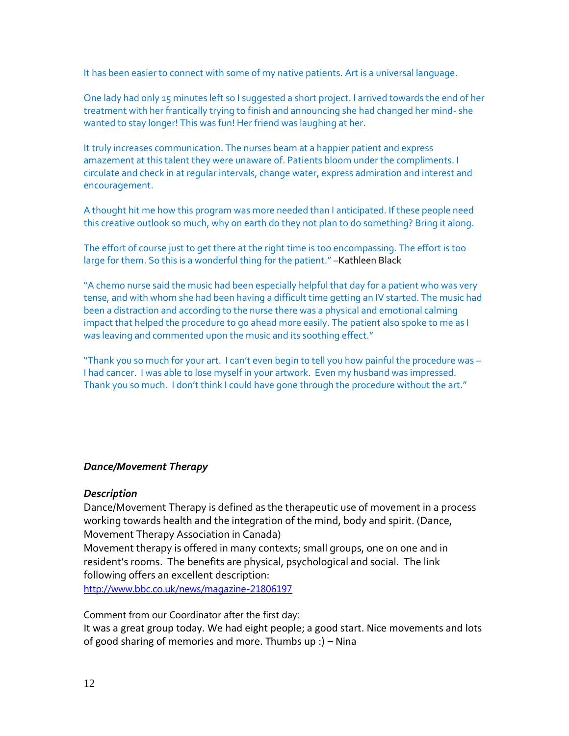It has been easier to connect with some of my native patients. Art is a universal language.

One lady had only 15 minutes left so I suggested a short project. I arrived towards the end of her treatment with her frantically trying to finish and announcing she had changed her mind- she wanted to stay longer! This was fun! Her friend was laughing at her.

It truly increases communication. The nurses beam at a happier patient and express amazement at this talent they were unaware of. Patients bloom under the compliments. I circulate and check in at regular intervals, change water, express admiration and interest and encouragement.

A thought hit me how this program was more needed than I anticipated. If these people need this creative outlook so much, why on earth do they not plan to do something? Bring it along.

The effort of course just to get there at the right time is too encompassing. The effort is too large for them. So this is a wonderful thing for the patient." –Kathleen Black

"A chemo nurse said the music had been especially helpful that day for a patient who was very tense, and with whom she had been having a difficult time getting an IV started. The music had been a distraction and according to the nurse there was a physical and emotional calming impact that helped the procedure to go ahead more easily. The patient also spoke to me as I was leaving and commented upon the music and its soothing effect."

"Thank you so much for your art. I can't even begin to tell you how painful the procedure was – I had cancer. I was able to lose myself in your artwork. Even my husband was impressed. Thank you so much. I don't think I could have gone through the procedure without the art."

### *Dance/Movement Therapy*

#### *Description*

Dance/Movement Therapy is defined as the therapeutic use of movement in a process working towards health and the integration of the mind, body and spirit. (Dance, Movement Therapy Association in Canada)

Movement therapy is offered in many contexts; small groups, one on one and in resident's rooms. The benefits are physical, psychological and social. The link following offers an excellent description:

http://www.bbc.co.uk/news/magazine-21806197

Comment from our Coordinator after the first day:

It was a great group today. We had eight people; a good start. Nice movements and lots of good sharing of memories and more. Thumbs up :) – Nina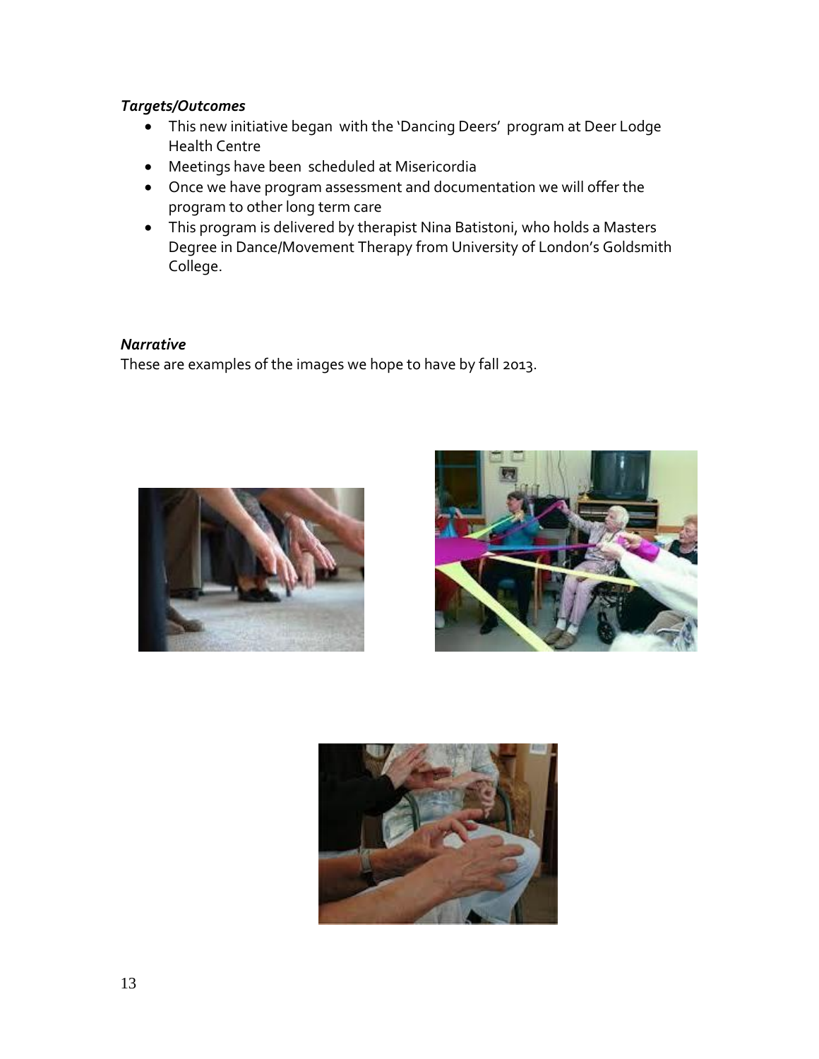***Targets/Outcomes***

- This new initiative began with the 'Dancing Deers' program at Deer Lodge Health Centre
- Meetings have been scheduled at Misericordia
- Once we have program assessment and documentation we will offer the program to other long term care
- This program is delivered by therapist Nina Batistoni, who holds a Masters Degree in Dance/Movement Therapy from University of London's Goldsmith College.

***Narrative***

These are examples of the images we hope to have by fall 2013.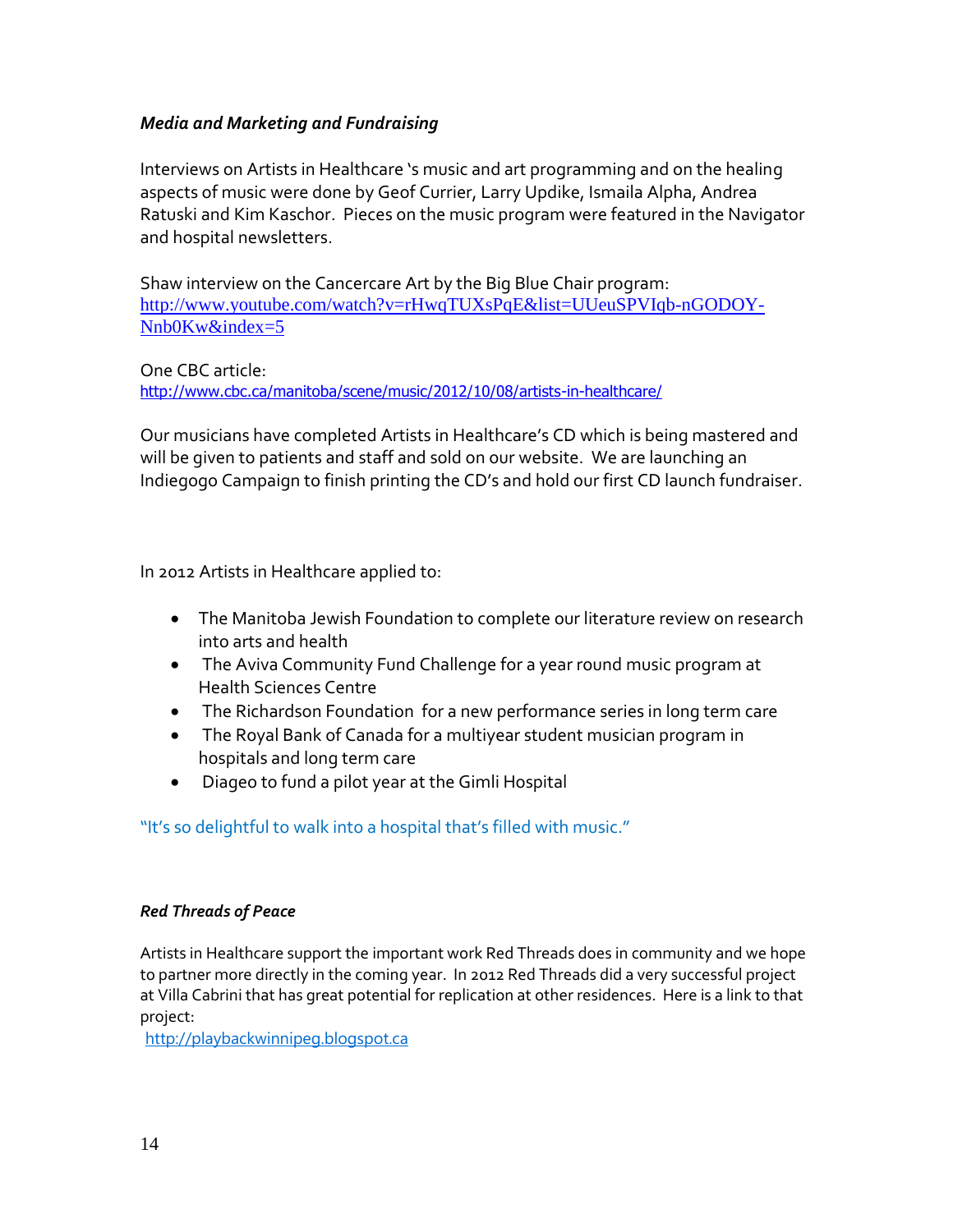### *Media and Marketing and Fundraising*

Interviews on Artists in Healthcare 's music and art programming and on the healing aspects of music were done by Geof Currier, Larry Updike, Ismaila Alpha, Andrea Ratuski and Kim Kaschor. Pieces on the music program were featured in the Navigator and hospital newsletters.

Shaw interview on the Cancercare Art by the Big Blue Chair program:
http://www.youtube.com/watch?v=rHwqTUXsPqE&list=UUeuSPVIqb-nGODOY-Nnb0Kw&index=5

One CBC article:
http://www.cbc.ca/manitoba/scene/music/2012/10/08/artists-in-healthcare/

Our musicians have completed Artists in Healthcare's CD which is being mastered and will be given to patients and staff and sold on our website. We are launching an Indiegogo Campaign to finish printing the CD's and hold our first CD launch fundraiser.

In 2012 Artists in Healthcare applied to:

- The Manitoba Jewish Foundation to complete our literature review on research into arts and health
- The Aviva Community Fund Challenge for a year round music program at Health Sciences Centre
- The Richardson Foundation for a new performance series in long term care
- The Royal Bank of Canada for a multiyear student musician program in hospitals and long term care
- Diageo to fund a pilot year at the Gimli Hospital

"It's so delightful to walk into a hospital that's filled with music."

### *Red Threads of Peace*

Artists in Healthcare support the important work Red Threads does in community and we hope to partner more directly in the coming year. In 2012 Red Threads did a very successful project at Villa Cabrini that has great potential for replication at other residences. Here is a link to that project:
http://playbackwinnipeg.blogspot.ca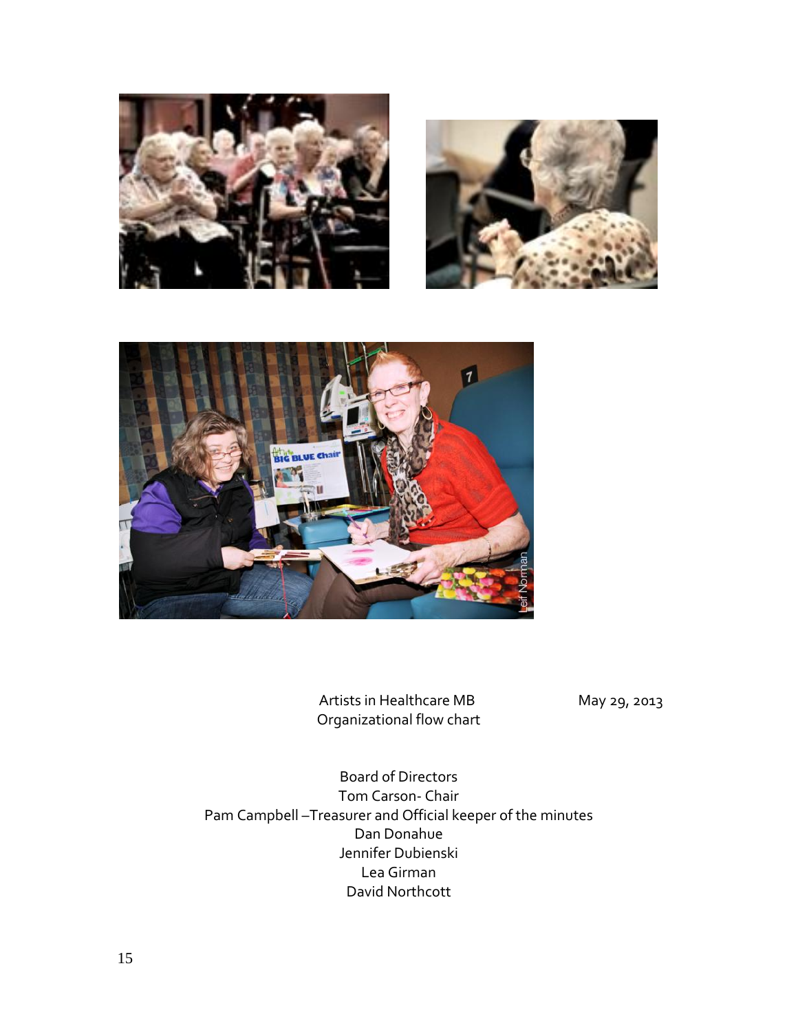Artists in Healthcare MB  
Organizational flow chart

May 29, 2013

Board of Directors  
Tom Carson- Chair  
Pam Campbell –Treasurer and Official keeper of the minutes  
Dan Donahue  
Jennifer Dubienski  
Lea Girman  
David Northcott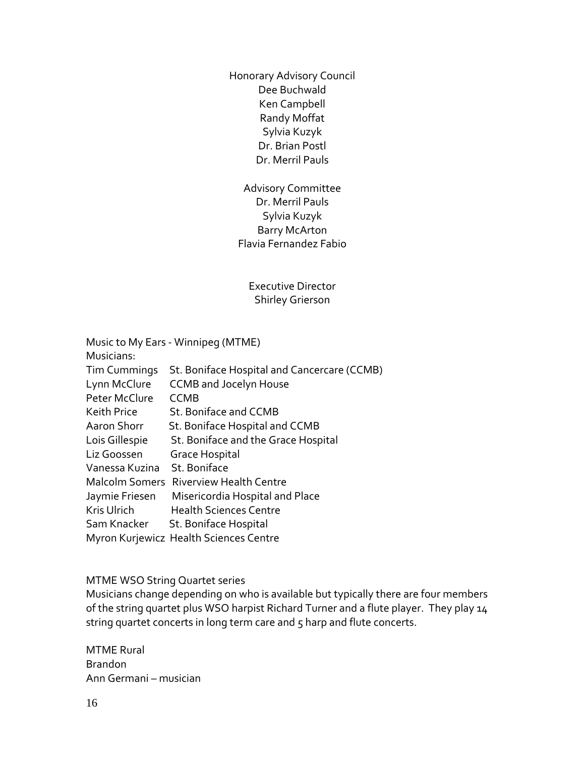Honorary Advisory Council
Dee Buchwald
Ken Campbell
Randy Moffat
Sylvia Kuzyk
Dr. Brian Postl
Dr. Merril Pauls

Advisory Committee
Dr. Merril Pauls
Sylvia Kuzyk
Barry McArton
Flavia Fernandez Fabio

Executive Director
Shirley Grierson

Music to My Ears - Winnipeg (MTME)
Musicians:

| | |
|---|---|
| Tim Cummings | St. Boniface Hospital and Cancercare (CCMB) |
| Lynn McClure | CCMB and Jocelyn House |
| Peter McClure | CCMB |
| Keith Price | St. Boniface and CCMB |
| Aaron Shorr | St. Boniface Hospital and CCMB |
| Lois Gillespie | St. Boniface and the Grace Hospital |
| Liz Goossen | Grace Hospital |
| Vanessa Kuzina | St. Boniface |
| Malcolm Somers | Riverview Health Centre |
| Jaymie Friesen | Misericordia Hospital and Place |
| Kris Ulrich | Health Sciences Centre |
| Sam Knacker | St. Boniface Hospital |
| Myron Kurjewicz | Health Sciences Centre |

MTME WSO String Quartet series
Musicians change depending on who is available but typically there are four members of the string quartet plus WSO harpist Richard Turner and a flute player. They play 14 string quartet concerts in long term care and 5 harp and flute concerts.

MTME Rural
Brandon
Ann Germani – musician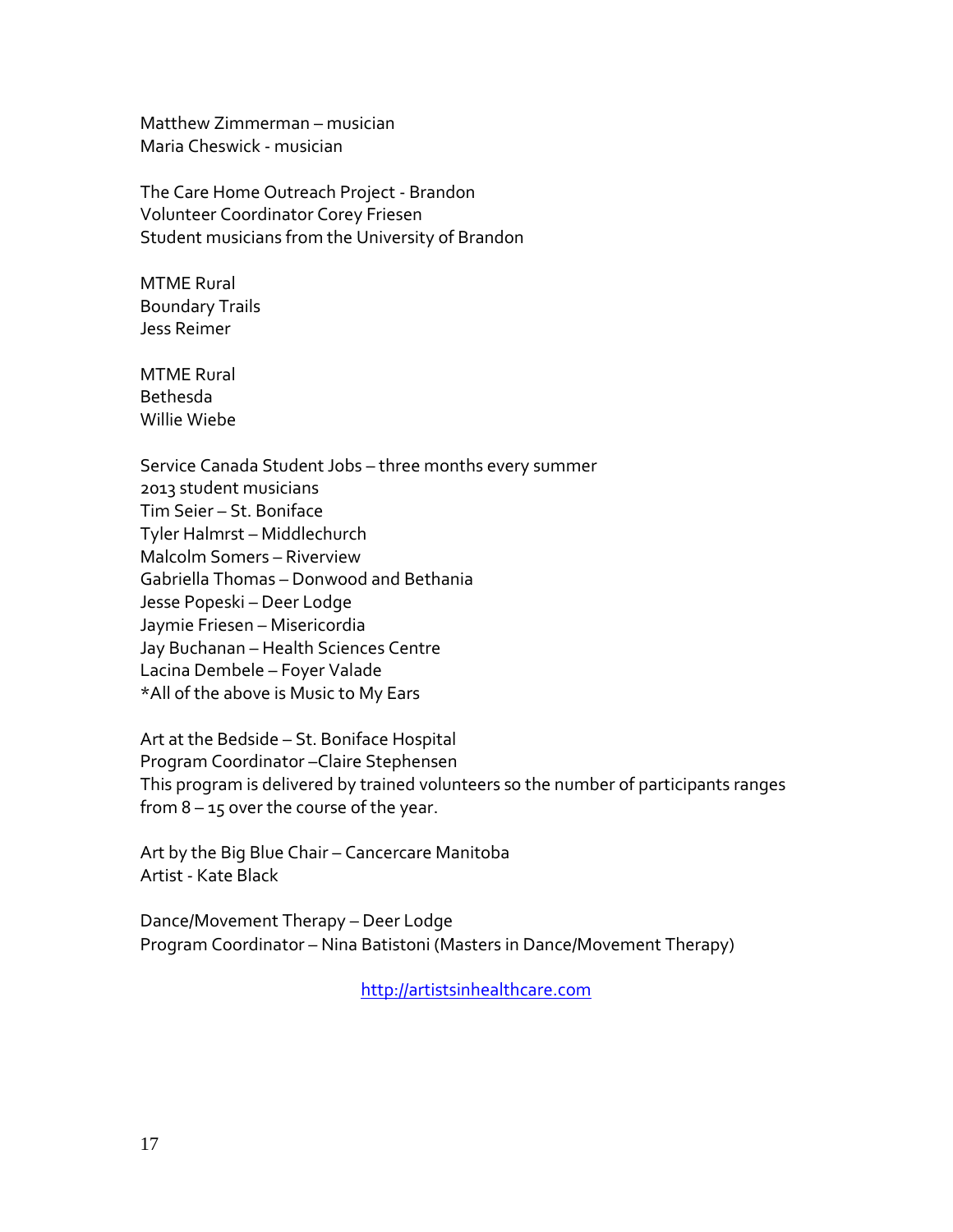Matthew Zimmerman – musician
Maria Cheswick - musician

The Care Home Outreach Project - Brandon
Volunteer Coordinator Corey Friesen
Student musicians from the University of Brandon

MTME Rural
Boundary Trails
Jess Reimer

MTME Rural
Bethesda
Willie Wiebe

Service Canada Student Jobs – three months every summer
2013 student musicians
Tim Seier – St. Boniface
Tyler Halmrst – Middlechurch
Malcolm Somers – Riverview
Gabriella Thomas – Donwood and Bethania
Jesse Popeski – Deer Lodge
Jaymie Friesen – Misericordia
Jay Buchanan – Health Sciences Centre
Lacina Dembele – Foyer Valade
*All of the above is Music to My Ears

Art at the Bedside – St. Boniface Hospital
Program Coordinator –Claire Stephensen
This program is delivered by trained volunteers so the number of participants ranges from 8 – 15 over the course of the year.

Art by the Big Blue Chair – Cancercare Manitoba
Artist - Kate Black

Dance/Movement Therapy – Deer Lodge
Program Coordinator – Nina Batistoni (Masters in Dance/Movement Therapy)

http://artistsinhealthcare.com